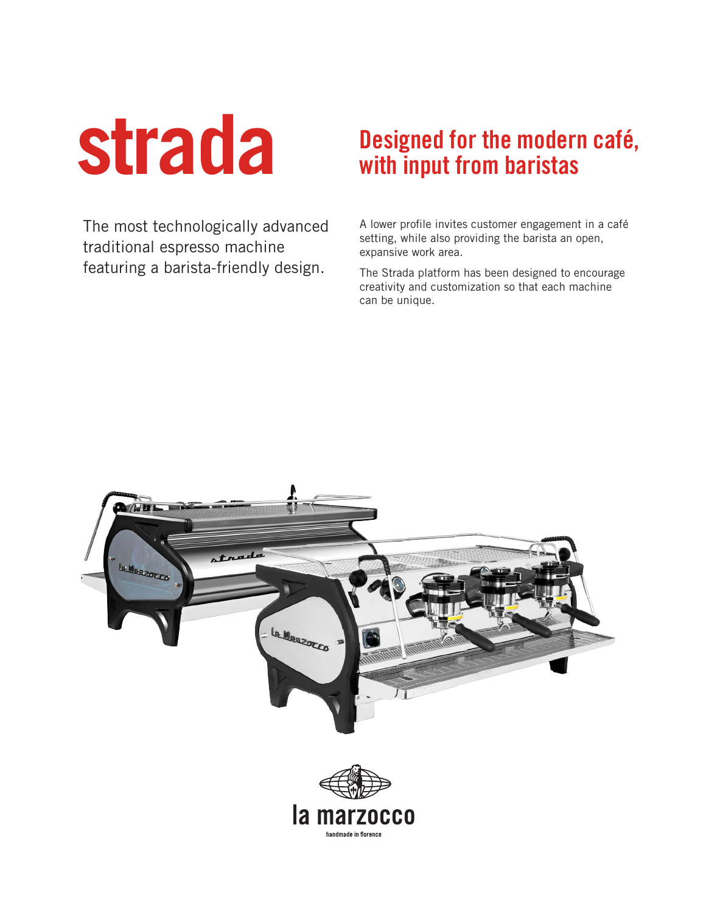# strada

## Designed for the modern café, with input from baristas

The most technologically advanced traditional espresso machine featuring a barista-friendly design.

A lower profile invites customer engagement in a café setting, while also providing the barista an open, expansive work area.

The Strada platform has been designed to encourage creativity and customization so that each machine can be unique.

la marzocco

handmade in florence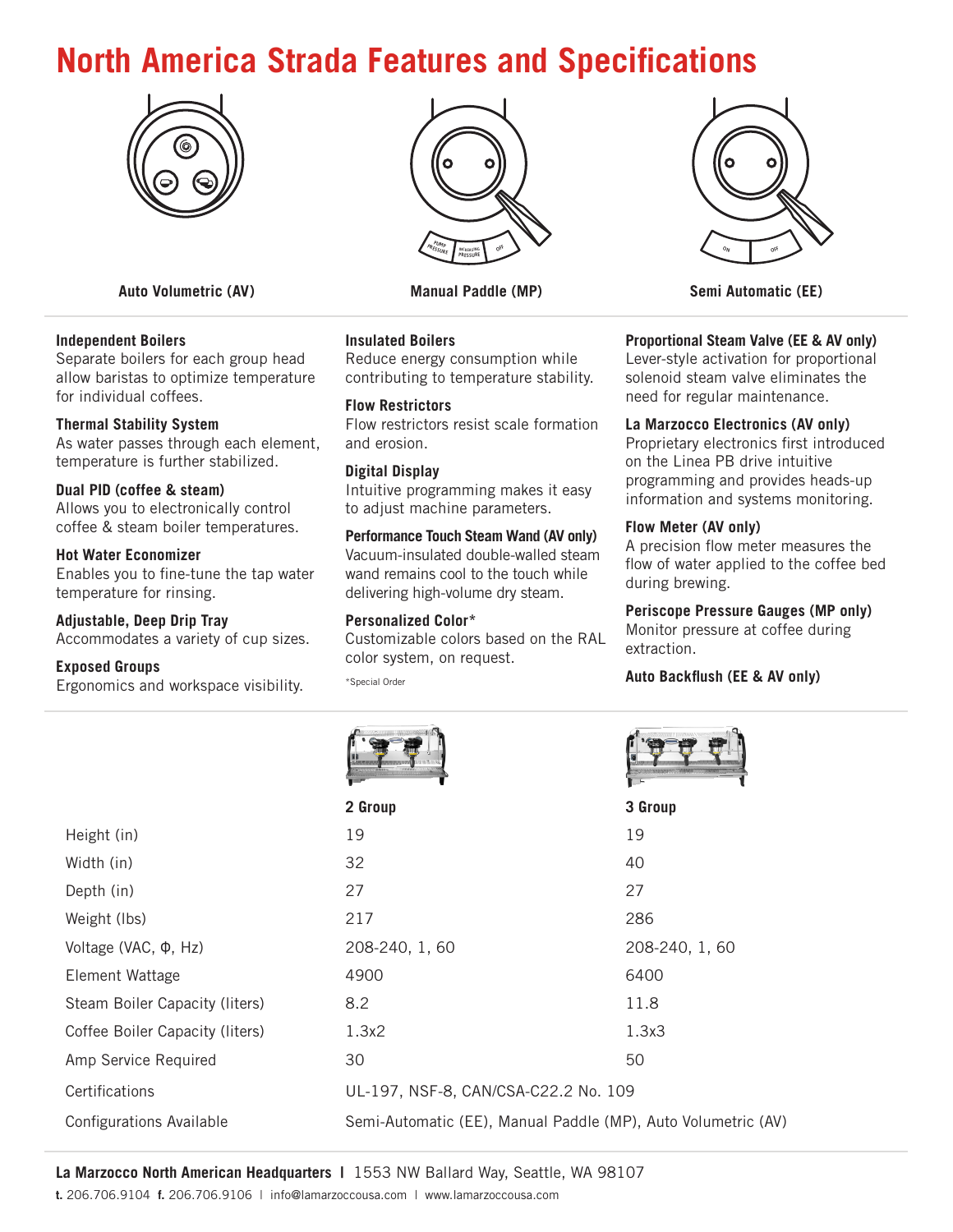# North America Strada Features and Specifications

**Auto Volumetric (AV)**

**Manual Paddle (MP)**

**Semi Automatic (EE)**

**Independent Boilers**
Separate boilers for each group head allow baristas to optimize temperature for individual coffees.

**Thermal Stability System**
As water passes through each element, temperature is further stabilized.

**Dual PID (coffee & steam)**
Allows you to electronically control coffee & steam boiler temperatures.

**Hot Water Economizer**
Enables you to fine-tune the tap water temperature for rinsing.

**Adjustable, Deep Drip Tray**
Accommodates a variety of cup sizes.

**Exposed Groups**
Ergonomics and workspace visibility.

**Insulated Boilers**
Reduce energy consumption while contributing to temperature stability.

**Flow Restrictors**
Flow restrictors resist scale formation and erosion.

**Digital Display**
Intuitive programming makes it easy to adjust machine parameters.

**Performance Touch Steam Wand (AV only)**
Vacuum-insulated double-walled steam wand remains cool to the touch while delivering high-volume dry steam.

**Personalized Color***
Customizable colors based on the RAL color system, on request.

*Special Order

**Proportional Steam Valve (EE & AV only)**
Lever-style activation for proportional solenoid steam valve eliminates the need for regular maintenance.

**La Marzocco Electronics (AV only)**
Proprietary electronics first introduced on the Linea PB drive intuitive programming and provides heads-up information and systems monitoring.

**Flow Meter (AV only)**
A precision flow meter measures the flow of water applied to the coffee bed during brewing.

**Periscope Pressure Gauges (MP only)**
Monitor pressure at coffee during extraction.

**Auto Backflush (EE & AV only)**

| | 2 Group | 3 Group |
|---|---|---|
| Height (in) | 19 | 19 |
| Width (in) | 32 | 40 |
| Depth (in) | 27 | 27 |
| Weight (lbs) | 217 | 286 |
| Voltage (VAC, Φ, Hz) | 208-240, 1, 60 | 208-240, 1, 60 |
| Element Wattage | 4900 | 6400 |
| Steam Boiler Capacity (liters) | 8.2 | 11.8 |
| Coffee Boiler Capacity (liters) | 1.3x2 | 1.3x3 |
| Amp Service Required | 30 | 50 |
| Certifications | UL-197, NSF-8, CAN/CSA-C22.2 No. 109 | |
| Configurations Available | Semi-Automatic (EE), Manual Paddle (MP), Auto Volumetric (AV) | |

**La Marzocco North American Headquarters** | 1553 NW Ballard Way, Seattle, WA 98107

**t.** 206.706.9104 **f.** 206.706.9106 | info@lamarzoccousa.com | www.lamarzoccousa.com